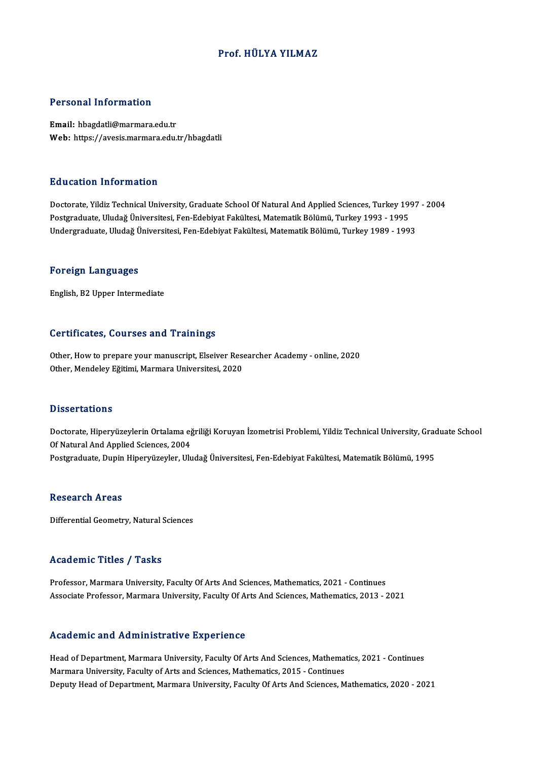# Prof. HÜLYA YILMAZ

## Personal Information

**Email:** hbagdatli@marmara.edu.tr
**Web:** https://avesis.marmara.edu.tr/hbagdatli

## Education Information

Doctorate, Yildiz Technical University, Graduate School Of Natural And Applied Sciences, Turkey 1997 - 2004
Postgraduate, Uludağ Üniversitesi, Fen-Edebiyat Fakültesi, Matematik Bölümü, Turkey 1993 - 1995
Undergraduate, Uludağ Üniversitesi, Fen-Edebiyat Fakültesi, Matematik Bölümü, Turkey 1989 - 1993

## Foreign Languages

English, B2 Upper Intermediate

## Certificates, Courses and Trainings

Other, How to prepare your manuscript, Elseiver Researcher Academy - online, 2020
Other, Mendeley Eğitimi, Marmara Universitesi, 2020

## Dissertations

Doctorate, Hiperyüzeylerin Ortalama eğriliği Koruyan İzometrisi Problemi, Yildiz Technical University, Graduate School Of Natural And Applied Sciences, 2004
Postgraduate, Dupin Hiperyüzeyler, Uludağ Üniversitesi, Fen-Edebiyat Fakültesi, Matematik Bölümü, 1995

## Research Areas

Differential Geometry, Natural Sciences

## Academic Titles / Tasks

Professor, Marmara University, Faculty Of Arts And Sciences, Mathematics, 2021 - Continues
Associate Professor, Marmara University, Faculty Of Arts And Sciences, Mathematics, 2013 - 2021

## Academic and Administrative Experience

Head of Department, Marmara University, Faculty Of Arts And Sciences, Mathematics, 2021 - Continues
Marmara University, Faculty of Arts and Sciences, Mathematics, 2015 - Continues
Deputy Head of Department, Marmara University, Faculty Of Arts And Sciences, Mathematics, 2020 - 2021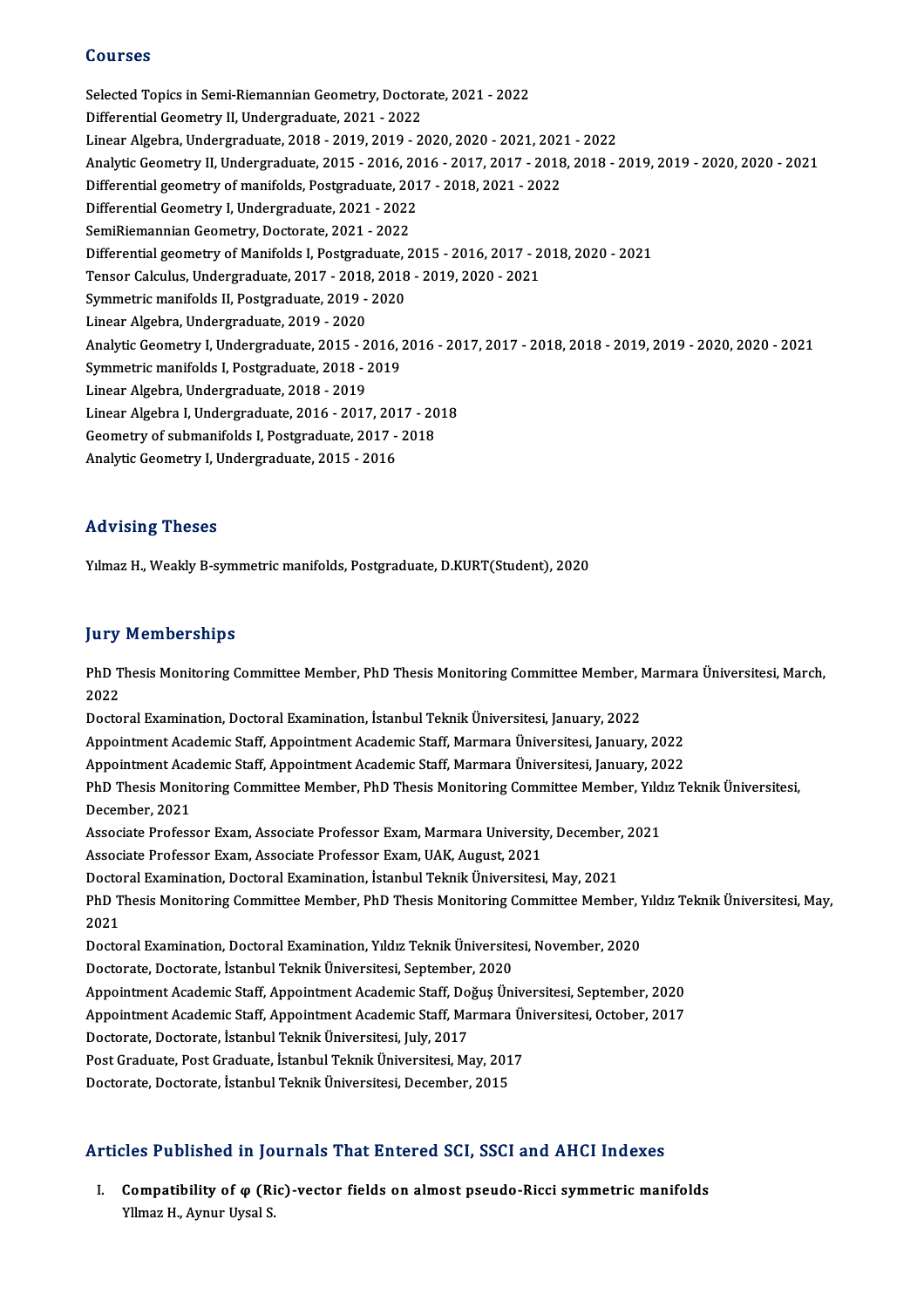## Courses

Selected Topics in Semi-Riemannian Geometry, Doctorate, 2021 - 2022
Differential Geometry II, Undergraduate, 2021 - 2022
Linear Algebra, Undergraduate, 2018 - 2019, 2019 - 2020, 2020 - 2021, 2021 - 2022
Analytic Geometry II, Undergraduate, 2015 - 2016, 2016 - 2017, 2017 - 2018, 2018 - 2019, 2019 - 2020, 2020 - 2021
Differential geometry of manifolds, Postgraduate, 2017 - 2018, 2021 - 2022
Differential Geometry I, Undergraduate, 2021 - 2022
SemiRiemannian Geometry, Doctorate, 2021 - 2022
Differential geometry of Manifolds I, Postgraduate, 2015 - 2016, 2017 - 2018, 2020 - 2021
Tensor Calculus, Undergraduate, 2017 - 2018, 2018 - 2019, 2020 - 2021
Symmetric manifolds II, Postgraduate, 2019 - 2020
Linear Algebra, Undergraduate, 2019 - 2020
Analytic Geometry I, Undergraduate, 2015 - 2016, 2016 - 2017, 2017 - 2018, 2018 - 2019, 2019 - 2020, 2020 - 2021
Symmetric manifolds I, Postgraduate, 2018 - 2019
Linear Algebra, Undergraduate, 2018 - 2019
Linear Algebra I, Undergraduate, 2016 - 2017, 2017 - 2018
Geometry of submanifolds I, Postgraduate, 2017 - 2018
Analytic Geometry I, Undergraduate, 2015 - 2016

## Advising Theses

Yılmaz H., Weakly B-symmetric manifolds, Postgraduate, D.KURT(Student), 2020

## Jury Memberships

PhD Thesis Monitoring Committee Member, PhD Thesis Monitoring Committee Member, Marmara Üniversitesi, March, 2022
Doctoral Examination, Doctoral Examination, İstanbul Teknik Üniversitesi, January, 2022
Appointment Academic Staff, Appointment Academic Staff, Marmara Üniversitesi, January, 2022
Appointment Academic Staff, Appointment Academic Staff, Marmara Üniversitesi, January, 2022
PhD Thesis Monitoring Committee Member, PhD Thesis Monitoring Committee Member, Yıldız Teknik Üniversitesi, December, 2021
Associate Professor Exam, Associate Professor Exam, Marmara University, December, 2021
Associate Professor Exam, Associate Professor Exam, UAK, August, 2021
Doctoral Examination, Doctoral Examination, İstanbul Teknik Üniversitesi, May, 2021
PhD Thesis Monitoring Committee Member, PhD Thesis Monitoring Committee Member, Yıldız Teknik Üniversitesi, May, 2021
Doctoral Examination, Doctoral Examination, Yıldız Teknik Üniversitesi, November, 2020
Doctorate, Doctorate, İstanbul Teknik Üniversitesi, September, 2020
Appointment Academic Staff, Appointment Academic Staff, Doğuş Üniversitesi, September, 2020
Appointment Academic Staff, Appointment Academic Staff, Marmara Üniversitesi, October, 2017
Doctorate, Doctorate, İstanbul Teknik Üniversitesi, July, 2017
Post Graduate, Post Graduate, İstanbul Teknik Üniversitesi, May, 2017
Doctorate, Doctorate, İstanbul Teknik Üniversitesi, December, 2015

## Articles Published in Journals That Entered SCI, SSCI and AHCI Indexes

I. **Compatibility of φ (Ric)-vector fields on almost pseudo-Ricci symmetric manifolds**
   Yİlmaz H., Aynur Uysal S.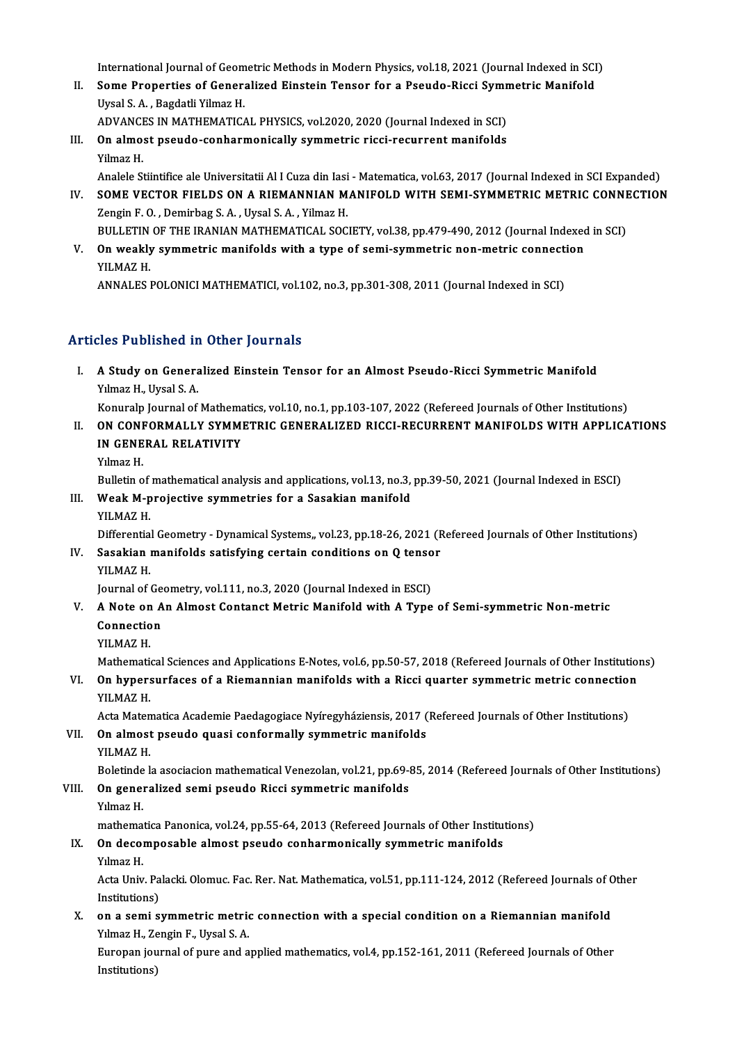International Journal of Geometric Methods in Modern Physics, vol.18, 2021 (Journal Indexed in SCI)

II. **Some Properties of Generalized Einstein Tensor for a Pseudo-Ricci Symmetric Manifold**
Uysal S. A. , Bagdatli Yilmaz H.
ADVANCES IN MATHEMATICAL PHYSICS, vol.2020, 2020 (Journal Indexed in SCI)

III. **On almost pseudo-conharmonically symmetric ricci-recurrent manifolds**
Yilmaz H.
Analele Stiintifice ale Universitatii Al I Cuza din Iasi - Matematica, vol.63, 2017 (Journal Indexed in SCI Expanded)

IV. **SOME VECTOR FIELDS ON A RIEMANNIAN MANIFOLD WITH SEMI-SYMMETRIC METRIC CONNECTION**
Zengin F. O. , Demirbag S. A. , Uysal S. A. , Yilmaz H.
BULLETIN OF THE IRANIAN MATHEMATICAL SOCIETY, vol.38, pp.479-490, 2012 (Journal Indexed in SCI)

V. **On weakly symmetric manifolds with a type of semi-symmetric non-metric connection**
YILMAZ H.
ANNALES POLONICI MATHEMATICI, vol.102, no.3, pp.301-308, 2011 (Journal Indexed in SCI)

## Articles Published in Other Journals

I. **A Study on Generalized Einstein Tensor for an Almost Pseudo-Ricci Symmetric Manifold**
Yılmaz H., Uysal S. A.
Konuralp Journal of Mathematics, vol.10, no.1, pp.103-107, 2022 (Refereed Journals of Other Institutions)

II. **ON CONFORMALLY SYMMETRIC GENERALIZED RICCI-RECURRENT MANIFOLDS WITH APPLICATIONS IN GENERAL RELATIVITY**
Yılmaz H.
Bulletin of mathematical analysis and applications, vol.13, no.3, pp.39-50, 2021 (Journal Indexed in ESCI)

III. **Weak M-projective symmetries for a Sasakian manifold**
YILMAZ H.
Differential Geometry - Dynamical Systems,, vol.23, pp.18-26, 2021 (Refereed Journals of Other Institutions)

IV. **Sasakian manifolds satisfying certain conditions on Q tensor**
YILMAZ H.
Journal of Geometry, vol.111, no.3, 2020 (Journal Indexed in ESCI)

V. **A Note on An Almost Contanct Metric Manifold with A Type of Semi-symmetric Non-metric Connection**
YILMAZ H.
Mathematical Sciences and Applications E-Notes, vol.6, pp.50-57, 2018 (Refereed Journals of Other Institutions)

VI. **On hypersurfaces of a Riemannian manifolds with a Ricci quarter symmetric metric connection**
YILMAZ H.
Acta Matematica Academie Paedagogiace Nyíregyháziensis, 2017 (Refereed Journals of Other Institutions)

VII. **On almost pseudo quasi conformally symmetric manifolds**
YILMAZ H.
Boletinde la asociacion mathematical Venezolan, vol.21, pp.69-85, 2014 (Refereed Journals of Other Institutions)

VIII. **On generalized semi pseudo Ricci symmetric manifolds**
Yılmaz H.
mathematica Panonica, vol.24, pp.55-64, 2013 (Refereed Journals of Other Institutions)

IX. **On decomposable almost pseudo conharmonically symmetric manifolds**
Yılmaz H.
Acta Univ. Palacki. Olomuc. Fac. Rer. Nat. Mathematica, vol.51, pp.111-124, 2012 (Refereed Journals of Other Institutions)

X. **on a semi symmetric metric connection with a special condition on a Riemannian manifold**
Yılmaz H., Zengin F., Uysal S. A.
Europan journal of pure and applied mathematics, vol.4, pp.152-161, 2011 (Refereed Journals of Other Institutions)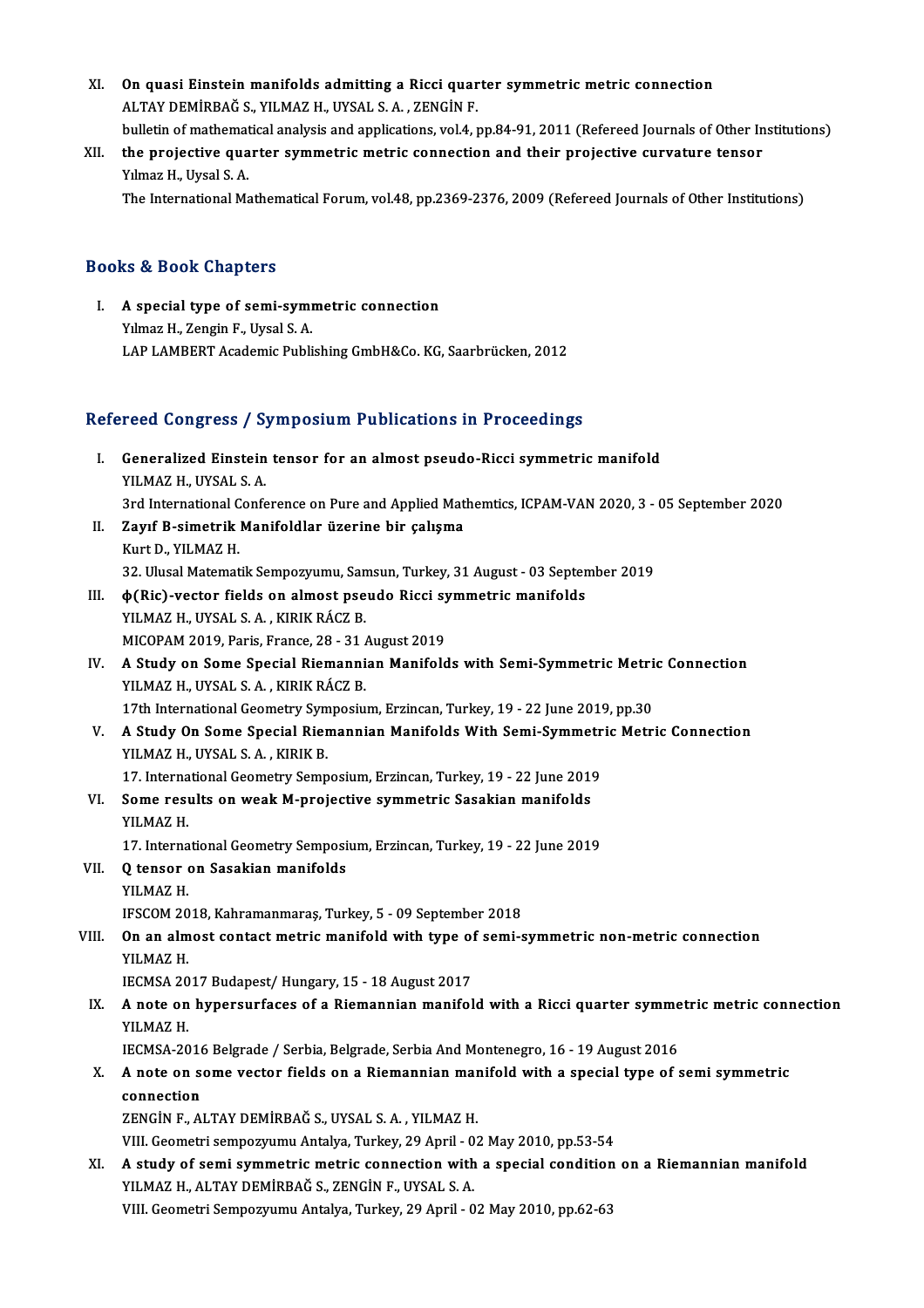XI. **On quasi Einstein manifolds admitting a Ricci quarter symmetric metric connection**
ALTAY DEMİRBAĞ S., YILMAZ H., UYSAL S. A. , ZENGİN F.
bulletin of mathematical analysis and applications, vol.4, pp.84-91, 2011 (Refereed Journals of Other Institutions)

XII. **the projective quarter symmetric metric connection and their projective curvature tensor**
Yılmaz H., Uysal S. A.
The International Mathematical Forum, vol.48, pp.2369-2376, 2009 (Refereed Journals of Other Institutions)

## Books & Book Chapters

I. **A special type of semi-symmetric connection**
Yılmaz H., Zengin F., Uysal S. A.
LAP LAMBERT Academic Publishing GmbH&Co. KG, Saarbrücken, 2012

## Refereed Congress / Symposium Publications in Proceedings

I. **Generalized Einstein tensor for an almost pseudo-Ricci symmetric manifold**
YILMAZ H., UYSAL S. A.
3rd International Conference on Pure and Applied Mathemtics, ICPAM-VAN 2020, 3 - 05 September 2020

II. **Zayıf B-simetrik Manifoldlar üzerine bir çalışma**
Kurt D., YILMAZ H.
32. Ulusal Matematik Sempozyumu, Samsun, Turkey, 31 August - 03 September 2019

III. **ϕ(Ric)-vector fields on almost pseudo Ricci symmetric manifolds**
YILMAZ H., UYSAL S. A. , KIRIK RÁCZ B.
MICOPAM 2019, Paris, France, 28 - 31 August 2019

IV. **A Study on Some Special Riemannian Manifolds with Semi-Symmetric Metric Connection**
YILMAZ H., UYSAL S. A. , KIRIK RÁCZ B.
17th International Geometry Symposium, Erzincan, Turkey, 19 - 22 June 2019, pp.30

V. **A Study On Some Special Riemannian Manifolds With Semi-Symmetric Metric Connection**
YILMAZ H., UYSAL S. A. , KIRIK B.
17. International Geometry Semposium, Erzincan, Turkey, 19 - 22 June 2019

VI. **Some results on weak M-projective symmetric Sasakian manifolds**
YILMAZ H.
17. International Geometry Semposium, Erzincan, Turkey, 19 - 22 June 2019

VII. **Q tensor on Sasakian manifolds**
YILMAZ H.
IFSCOM 2018, Kahramanmaraş, Turkey, 5 - 09 September 2018

VIII. **On an almost contact metric manifold with type of semi-symmetric non-metric connection**
YILMAZ H.
IECMSA 2017 Budapest/ Hungary, 15 - 18 August 2017

IX. **A note on hypersurfaces of a Riemannian manifold with a Ricci quarter symmetric metric connection**
YILMAZ H.
IECMSA-2016 Belgrade / Serbia, Belgrade, Serbia And Montenegro, 16 - 19 August 2016

X. **A note on some vector fields on a Riemannian manifold with a special type of semi symmetric connection**
ZENGİN F., ALTAY DEMİRBAĞ S., UYSAL S. A. , YILMAZ H.
VIII. Geometri sempozyumu Antalya, Turkey, 29 April - 02 May 2010, pp.53-54

XI. **A study of semi symmetric metric connection with a special condition on a Riemannian manifold**
YILMAZ H., ALTAY DEMİRBAĞ S., ZENGİN F., UYSAL S. A.
VIII. Geometri Sempozyumu Antalya, Turkey, 29 April - 02 May 2010, pp.62-63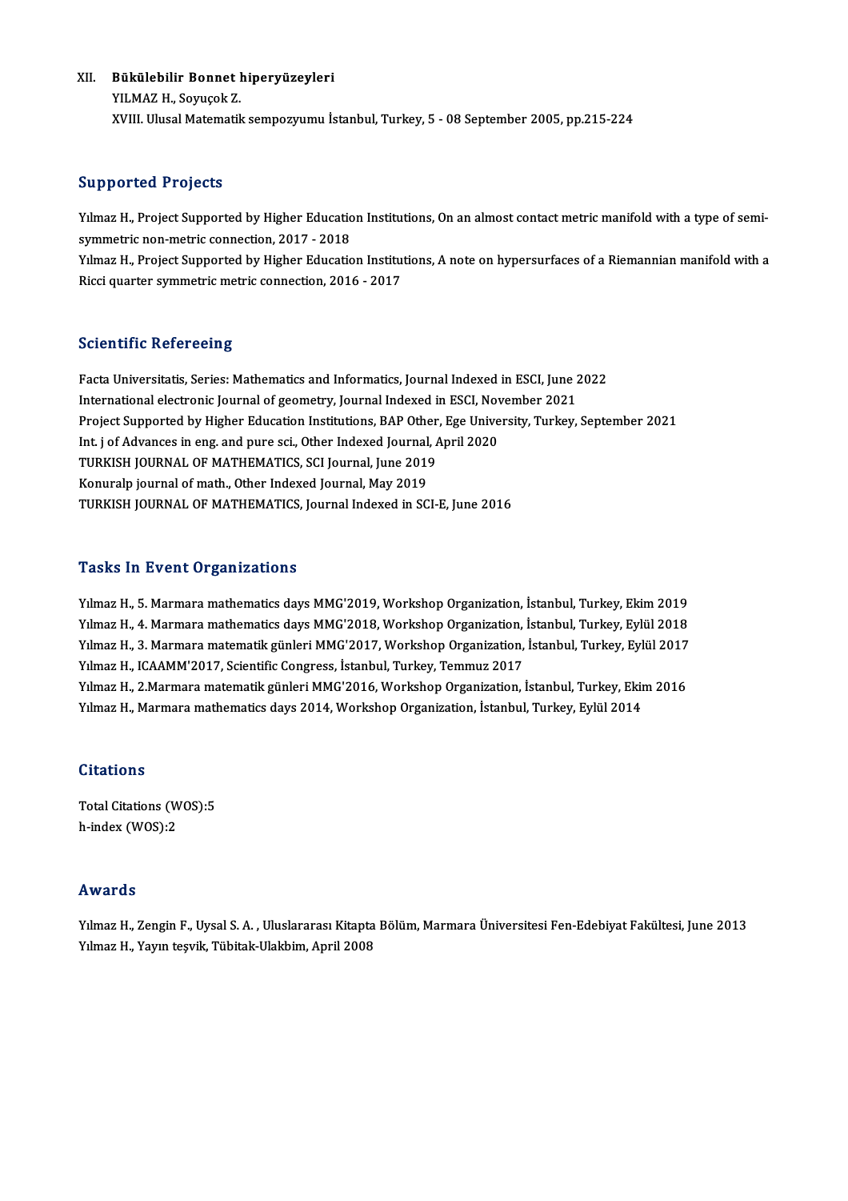XII. **Bükülebilir Bonnet hiperyüzeyleri**
YILMAZ H., Soyuçok Z.
XVIII. Ulusal Matematik sempozyumu İstanbul, Turkey, 5 - 08 September 2005, pp.215-224

## Supported Projects

Yılmaz H., Project Supported by Higher Education Institutions, On an almost contact metric manifold with a type of semi-symmetric non-metric connection, 2017 - 2018

Yılmaz H., Project Supported by Higher Education Institutions, A note on hypersurfaces of a Riemannian manifold with a Ricci quarter symmetric metric connection, 2016 - 2017

## Scientific Refereeing

Facta Universitatis, Series: Mathematics and Informatics, Journal Indexed in ESCI, June 2022
International electronic Journal of geometry, Journal Indexed in ESCI, November 2021
Project Supported by Higher Education Institutions, BAP Other, Ege University, Turkey, September 2021
Int. j of Advances in eng. and pure sci., Other Indexed Journal, April 2020
TURKISH JOURNAL OF MATHEMATICS, SCI Journal, June 2019
Konuralp journal of math., Other Indexed Journal, May 2019
TURKISH JOURNAL OF MATHEMATICS, Journal Indexed in SCI-E, June 2016

## Tasks In Event Organizations

Yılmaz H., 5. Marmara mathematics days MMG'2019, Workshop Organization, İstanbul, Turkey, Ekim 2019
Yılmaz H., 4. Marmara mathematics days MMG'2018, Workshop Organization, İstanbul, Turkey, Eylül 2018
Yılmaz H., 3. Marmara matematik günleri MMG'2017, Workshop Organization, İstanbul, Turkey, Eylül 2017
Yılmaz H., ICAAMM'2017, Scientific Congress, İstanbul, Turkey, Temmuz 2017
Yılmaz H., 2.Marmara matematik günleri MMG'2016, Workshop Organization, İstanbul, Turkey, Ekim 2016
Yılmaz H., Marmara mathematics days 2014, Workshop Organization, İstanbul, Turkey, Eylül 2014

## Citations

Total Citations (WOS):5
h-index (WOS):2

## Awards

Yılmaz H., Zengin F., Uysal S. A. , Uluslararası Kitapta Bölüm, Marmara Üniversitesi Fen-Edebiyat Fakültesi, June 2013
Yılmaz H., Yayın teşvik, Tübitak-Ulakbim, April 2008